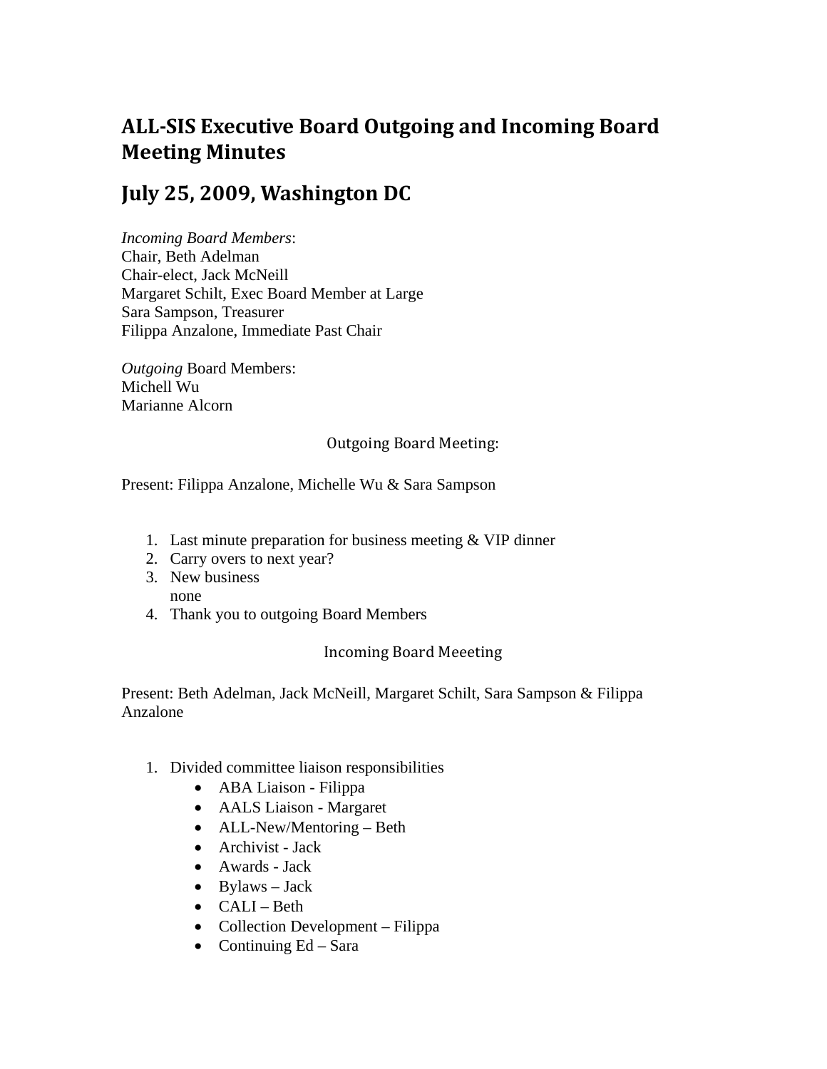# ALL-SIS Executive Board Outgoing and Incoming Board Meeting Minutes

## July 25, 2009, Washington DC

*Incoming Board Members*:
Chair, Beth Adelman
Chair-elect, Jack McNeill
Margaret Schilt, Exec Board Member at Large
Sara Sampson, Treasurer
Filippa Anzalone, Immediate Past Chair

*Outgoing* Board Members:
Michell Wu
Marianne Alcorn

### Outgoing Board Meeting:

Present: Filippa Anzalone, Michelle Wu & Sara Sampson

1. Last minute preparation for business meeting & VIP dinner
2. Carry overs to next year?
3. New business
   none
4. Thank you to outgoing Board Members

### Incoming Board Meeeting

Present: Beth Adelman, Jack McNeill, Margaret Schilt, Sara Sampson & Filippa Anzalone

1. Divided committee liaison responsibilities
   - ABA Liaison - Filippa
   - AALS Liaison - Margaret
   - ALL-New/Mentoring – Beth
   - Archivist - Jack
   - Awards - Jack
   - Bylaws – Jack
   - CALI – Beth
   - Collection Development – Filippa
   - Continuing Ed – Sara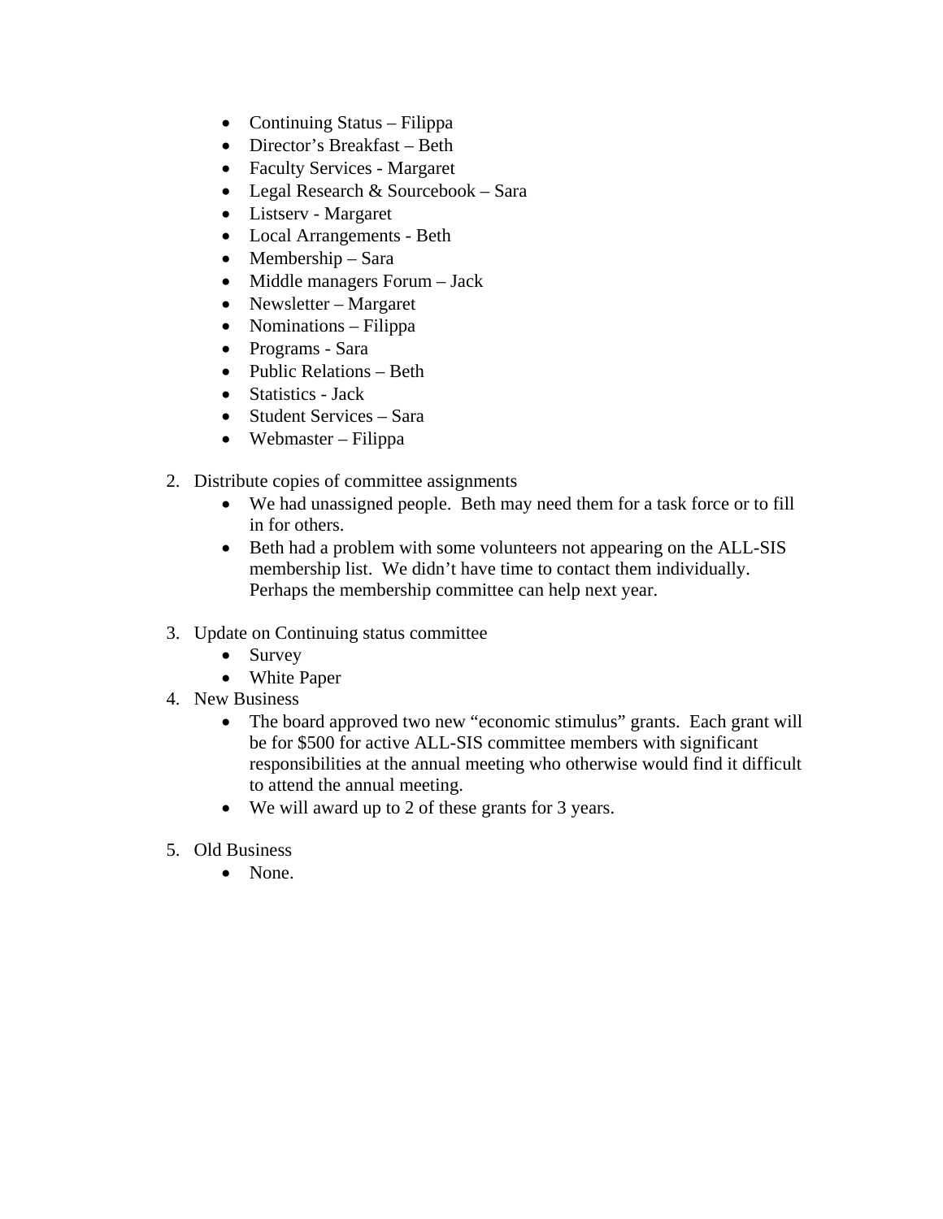- Continuing Status – Filippa
- Director's Breakfast – Beth
- Faculty Services - Margaret
- Legal Research & Sourcebook – Sara
- Listserv - Margaret
- Local Arrangements - Beth
- Membership – Sara
- Middle managers Forum – Jack
- Newsletter – Margaret
- Nominations – Filippa
- Programs - Sara
- Public Relations – Beth
- Statistics - Jack
- Student Services – Sara
- Webmaster – Filippa

2. Distribute copies of committee assignments
   - We had unassigned people. Beth may need them for a task force or to fill in for others.
   - Beth had a problem with some volunteers not appearing on the ALL-SIS membership list. We didn't have time to contact them individually. Perhaps the membership committee can help next year.

3. Update on Continuing status committee
   - Survey
   - White Paper
4. New Business
   - The board approved two new "economic stimulus" grants. Each grant will be for $500 for active ALL-SIS committee members with significant responsibilities at the annual meeting who otherwise would find it difficult to attend the annual meeting.
   - We will award up to 2 of these grants for 3 years.

5. Old Business
   - None.